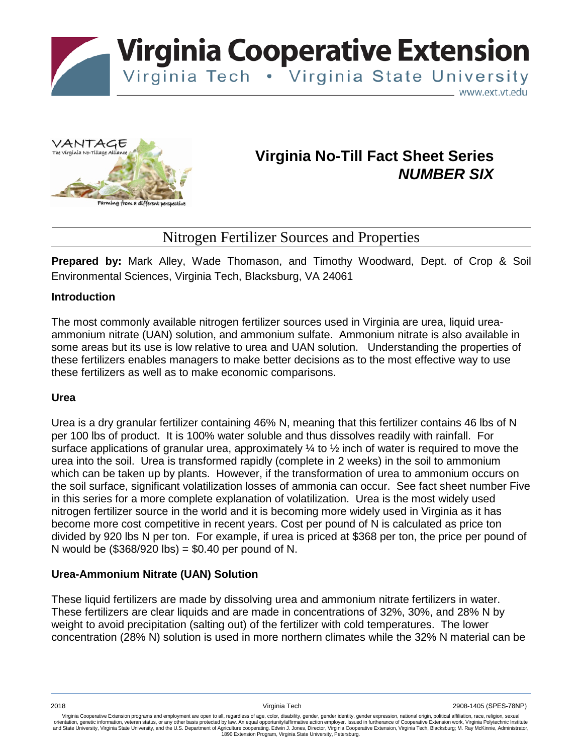# Virginia Cooperative Extension

Virginia Tech • Virginia State University

www.ext.vt.edu

## Virginia No-Till Fact Sheet Series
## *NUMBER SIX*

# Nitrogen Fertilizer Sources and Properties

**Prepared by:** Mark Alley, Wade Thomason, and Timothy Woodward, Dept. of Crop & Soil Environmental Sciences, Virginia Tech, Blacksburg, VA 24061

### Introduction

The most commonly available nitrogen fertilizer sources used in Virginia are urea, liquid urea-ammonium nitrate (UAN) solution, and ammonium sulfate. Ammonium nitrate is also available in some areas but its use is low relative to urea and UAN solution. Understanding the properties of these fertilizers enables managers to make better decisions as to the most effective way to use these fertilizers as well as to make economic comparisons.

### Urea

Urea is a dry granular fertilizer containing 46% N, meaning that this fertilizer contains 46 lbs of N per 100 lbs of product. It is 100% water soluble and thus dissolves readily with rainfall. For surface applications of granular urea, approximately ¼ to ½ inch of water is required to move the urea into the soil. Urea is transformed rapidly (complete in 2 weeks) in the soil to ammonium which can be taken up by plants. However, if the transformation of urea to ammonium occurs on the soil surface, significant volatilization losses of ammonia can occur. See fact sheet number Five in this series for a more complete explanation of volatilization. Urea is the most widely used nitrogen fertilizer source in the world and it is becoming more widely used in Virginia as it has become more cost competitive in recent years. Cost per pound of N is calculated as price ton divided by 920 lbs N per ton. For example, if urea is priced at $368 per ton, the price per pound of N would be ($368/920 lbs) = $0.40 per pound of N.

### Urea-Ammonium Nitrate (UAN) Solution

These liquid fertilizers are made by dissolving urea and ammonium nitrate fertilizers in water. These fertilizers are clear liquids and are made in concentrations of 32%, 30%, and 28% N by weight to avoid precipitation (salting out) of the fertilizer with cold temperatures. The lower concentration (28% N) solution is used in more northern climates while the 32% N material can be

2018 Virginia Tech 2908-1405 (SPES-78NP)

Virginia Cooperative Extension programs and employment are open to all, regardless of age, color, disability, gender, gender identity, gender expression, national origin, political affiliation, race, religion, sexual orientation, genetic information, veteran status, or any other basis protected by law. An equal opportunity/affirmative action employer. Issued in furtherance of Cooperative Extension work, Virginia Polytechnic Institute and State University, Virginia State University, and the U.S. Department of Agriculture cooperating. Edwin J. Jones, Director, Virginia Cooperative Extension, Virginia Tech, Blacksburg; M. Ray McKinnie, Administrator, 1890 Extension Program, Virginia State University, Petersburg.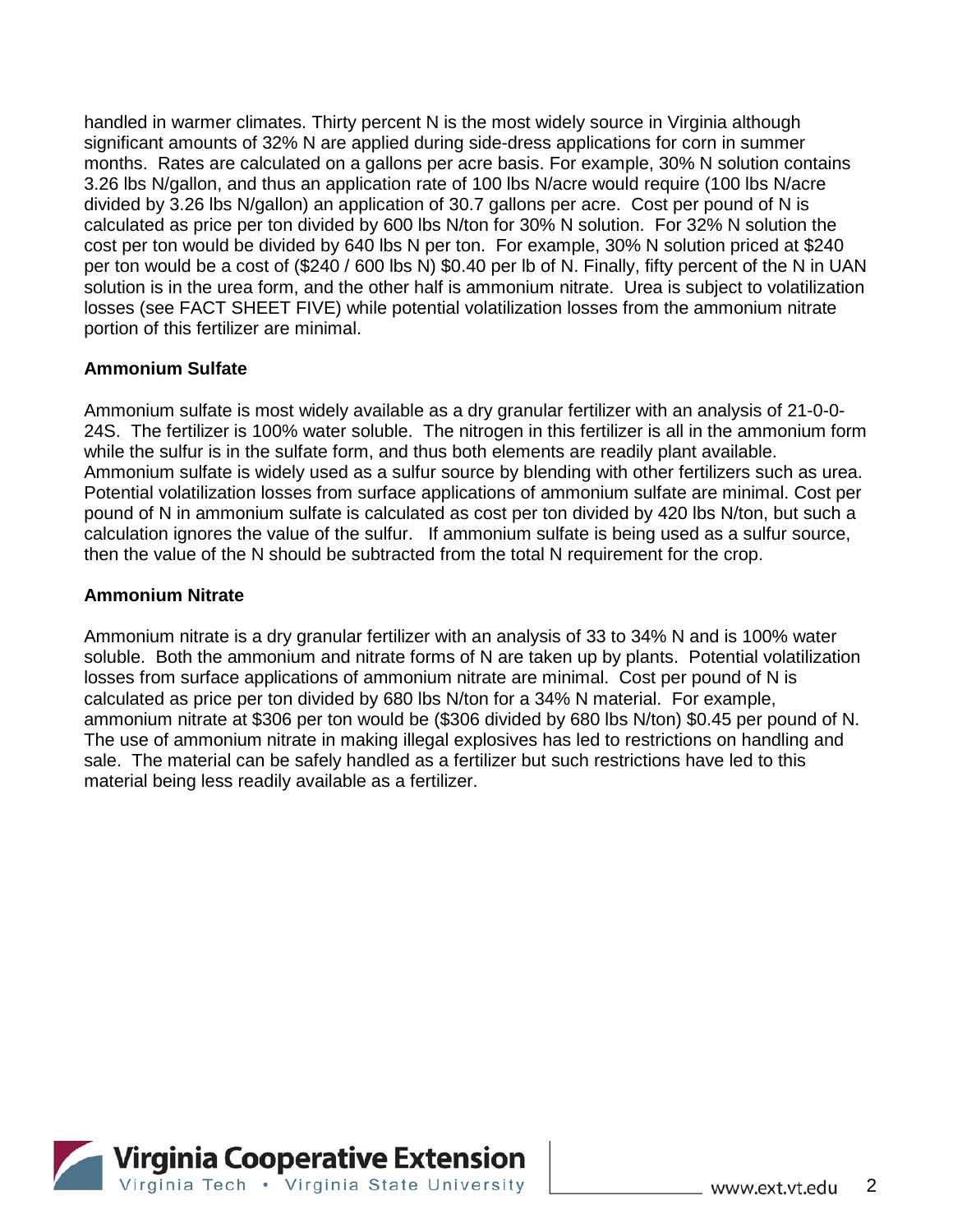handled in warmer climates. Thirty percent N is the most widely source in Virginia although significant amounts of 32% N are applied during side-dress applications for corn in summer months. Rates are calculated on a gallons per acre basis. For example, 30% N solution contains 3.26 lbs N/gallon, and thus an application rate of 100 lbs N/acre would require (100 lbs N/acre divided by 3.26 lbs N/gallon) an application of 30.7 gallons per acre. Cost per pound of N is calculated as price per ton divided by 600 lbs N/ton for 30% N solution. For 32% N solution the cost per ton would be divided by 640 lbs N per ton. For example, 30% N solution priced at $240 per ton would be a cost of ($240 / 600 lbs N) $0.40 per lb of N. Finally, fifty percent of the N in UAN solution is in the urea form, and the other half is ammonium nitrate. Urea is subject to volatilization losses (see FACT SHEET FIVE) while potential volatilization losses from the ammonium nitrate portion of this fertilizer are minimal.

### Ammonium Sulfate

Ammonium sulfate is most widely available as a dry granular fertilizer with an analysis of 21-0-0-24S. The fertilizer is 100% water soluble. The nitrogen in this fertilizer is all in the ammonium form while the sulfur is in the sulfate form, and thus both elements are readily plant available. Ammonium sulfate is widely used as a sulfur source by blending with other fertilizers such as urea. Potential volatilization losses from surface applications of ammonium sulfate are minimal. Cost per pound of N in ammonium sulfate is calculated as cost per ton divided by 420 lbs N/ton, but such a calculation ignores the value of the sulfur. If ammonium sulfate is being used as a sulfur source, then the value of the N should be subtracted from the total N requirement for the crop.

### Ammonium Nitrate

Ammonium nitrate is a dry granular fertilizer with an analysis of 33 to 34% N and is 100% water soluble. Both the ammonium and nitrate forms of N are taken up by plants. Potential volatilization losses from surface applications of ammonium nitrate are minimal. Cost per pound of N is calculated as price per ton divided by 680 lbs N/ton for a 34% N material. For example, ammonium nitrate at $306 per ton would be ($306 divided by 680 lbs N/ton) $0.45 per pound of N. The use of ammonium nitrate in making illegal explosives has led to restrictions on handling and sale. The material can be safely handled as a fertilizer but such restrictions have led to this material being less readily available as a fertilizer.